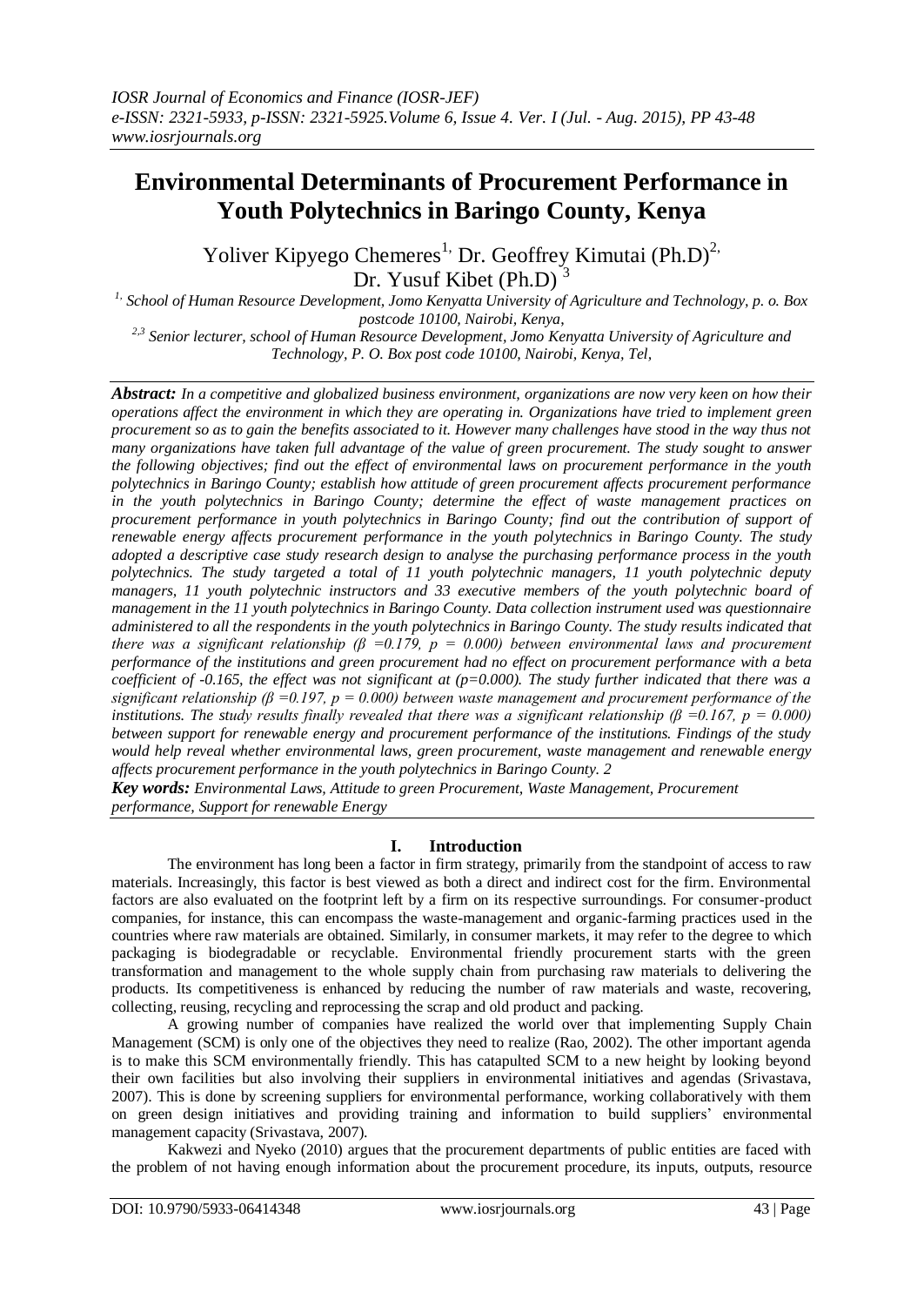# Environmental Determinants of Procurement Performance in Youth Polytechnics in Baringo County, Kenya

Yoliver Kipyego Chemeres[1], Dr. Geoffrey Kimutai (Ph.D)[2], Dr. Yusuf Kibet (Ph.D)[3]

[1] School of Human Resource Development, Jomo Kenyatta University of Agriculture and Technology, p. o. Box postcode 10100, Nairobi, Kenya,

[2,3] Senior lecturer, school of Human Resource Development, Jomo Kenyatta University of Agriculture and Technology, P. O. Box post code 10100, Nairobi, Kenya, Tel,

***Abstract:*** *In a competitive and globalized business environment, organizations are now very keen on how their operations affect the environment in which they are operating in. Organizations have tried to implement green procurement so as to gain the benefits associated to it. However many challenges have stood in the way thus not many organizations have taken full advantage of the value of green procurement. The study sought to answer the following objectives; find out the effect of environmental laws on procurement performance in the youth polytechnics in Baringo County; establish how attitude of green procurement affects procurement performance in the youth polytechnics in Baringo County; determine the effect of waste management practices on procurement performance in youth polytechnics in Baringo County; find out the contribution of support of renewable energy affects procurement performance in the youth polytechnics in Baringo County. The study adopted a descriptive case study research design to analyse the purchasing performance process in the youth polytechnics. The study targeted a total of 11 youth polytechnic managers, 11 youth polytechnic deputy managers, 11 youth polytechnic instructors and 33 executive members of the youth polytechnic board of management in the 11 youth polytechnics in Baringo County. Data collection instrument used was questionnaire administered to all the respondents in the youth polytechnics in Baringo County. The study results indicated that there was a significant relationship ($\beta = 0.179$, $p = 0.000$) between environmental laws and procurement performance of the institutions and green procurement had no effect on procurement performance with a beta coefficient of -0.165, the effect was not significant at ($p=0.000$). The study further indicated that there was a significant relationship ($\beta = 0.197$, $p = 0.000$) between waste management and procurement performance of the institutions. The study results finally revealed that there was a significant relationship ($\beta = 0.167$, $p = 0.000$) between support for renewable energy and procurement performance of the institutions. Findings of the study would help reveal whether environmental laws, green procurement, waste management and renewable energy affects procurement performance in the youth polytechnics in Baringo County. 2*

***Key words:*** *Environmental Laws, Attitude to green Procurement, Waste Management, Procurement performance, Support for renewable Energy*

## I. Introduction

The environment has long been a factor in firm strategy, primarily from the standpoint of access to raw materials. Increasingly, this factor is best viewed as both a direct and indirect cost for the firm. Environmental factors are also evaluated on the footprint left by a firm on its respective surroundings. For consumer-product companies, for instance, this can encompass the waste-management and organic-farming practices used in the countries where raw materials are obtained. Similarly, in consumer markets, it may refer to the degree to which packaging is biodegradable or recyclable. Environmental friendly procurement starts with the green transformation and management to the whole supply chain from purchasing raw materials to delivering the products. Its competitiveness is enhanced by reducing the number of raw materials and waste, recovering, collecting, reusing, recycling and reprocessing the scrap and old product and packing.

A growing number of companies have realized the world over that implementing Supply Chain Management (SCM) is only one of the objectives they need to realize (Rao, 2002). The other important agenda is to make this SCM environmentally friendly. This has catapulted SCM to a new height by looking beyond their own facilities but also involving their suppliers in environmental initiatives and agendas (Srivastava, 2007). This is done by screening suppliers for environmental performance, working collaboratively with them on green design initiatives and providing training and information to build suppliers' environmental management capacity (Srivastava, 2007).

Kakwezi and Nyeko (2010) argues that the procurement departments of public entities are faced with the problem of not having enough information about the procurement procedure, its inputs, outputs, resource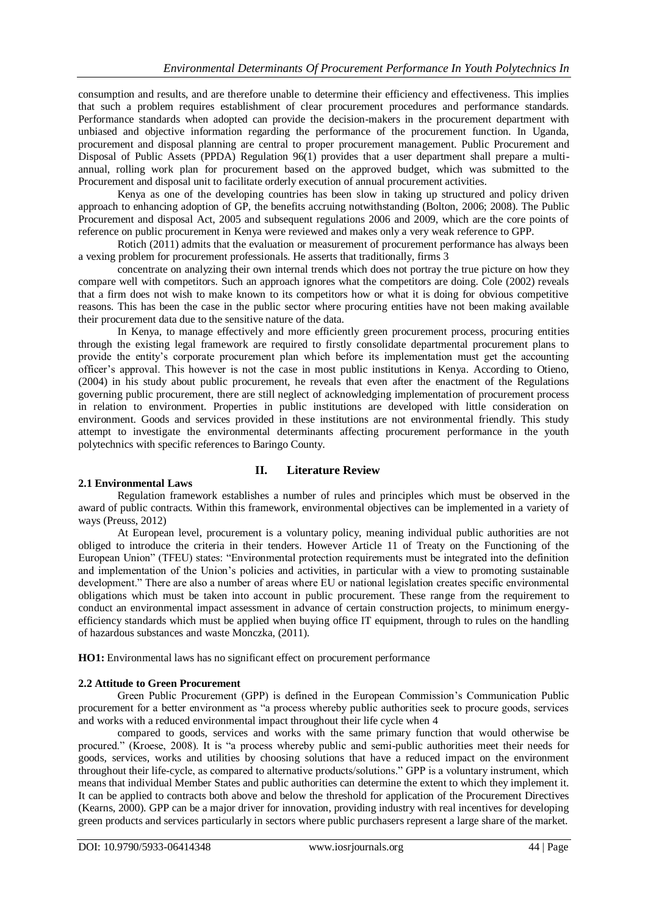consumption and results, and are therefore unable to determine their efficiency and effectiveness. This implies that such a problem requires establishment of clear procurement procedures and performance standards. Performance standards when adopted can provide the decision-makers in the procurement department with unbiased and objective information regarding the performance of the procurement function. In Uganda, procurement and disposal planning are central to proper procurement management. Public Procurement and Disposal of Public Assets (PPDA) Regulation 96(1) provides that a user department shall prepare a multi-annual, rolling work plan for procurement based on the approved budget, which was submitted to the Procurement and disposal unit to facilitate orderly execution of annual procurement activities.

Kenya as one of the developing countries has been slow in taking up structured and policy driven approach to enhancing adoption of GP, the benefits accruing notwithstanding (Bolton, 2006; 2008). The Public Procurement and disposal Act, 2005 and subsequent regulations 2006 and 2009, which are the core points of reference on public procurement in Kenya were reviewed and makes only a very weak reference to GPP.

Rotich (2011) admits that the evaluation or measurement of procurement performance has always been a vexing problem for procurement professionals. He asserts that traditionally, firms 3

concentrate on analyzing their own internal trends which does not portray the true picture on how they compare well with competitors. Such an approach ignores what the competitors are doing. Cole (2002) reveals that a firm does not wish to make known to its competitors how or what it is doing for obvious competitive reasons. This has been the case in the public sector where procuring entities have not been making available their procurement data due to the sensitive nature of the data.

In Kenya, to manage effectively and more efficiently green procurement process, procuring entities through the existing legal framework are required to firstly consolidate departmental procurement plans to provide the entity's corporate procurement plan which before its implementation must get the accounting officer's approval. This however is not the case in most public institutions in Kenya. According to Otieno, (2004) in his study about public procurement, he reveals that even after the enactment of the Regulations governing public procurement, there are still neglect of acknowledging implementation of procurement process in relation to environment. Properties in public institutions are developed with little consideration on environment. Goods and services provided in these institutions are not environmental friendly. This study attempt to investigate the environmental determinants affecting procurement performance in the youth polytechnics with specific references to Baringo County.

## II. Literature Review

### 2.1 Environmental Laws

Regulation framework establishes a number of rules and principles which must be observed in the award of public contracts. Within this framework, environmental objectives can be implemented in a variety of ways (Preuss, 2012)

At European level, procurement is a voluntary policy, meaning individual public authorities are not obliged to introduce the criteria in their tenders. However Article 11 of Treaty on the Functioning of the European Union" (TFEU) states: "Environmental protection requirements must be integrated into the definition and implementation of the Union's policies and activities, in particular with a view to promoting sustainable development." There are also a number of areas where EU or national legislation creates specific environmental obligations which must be taken into account in public procurement. These range from the requirement to conduct an environmental impact assessment in advance of certain construction projects, to minimum energy-efficiency standards which must be applied when buying office IT equipment, through to rules on the handling of hazardous substances and waste Monczka, (2011).

**HO1:** Environmental laws has no significant effect on procurement performance

### 2.2 Attitude to Green Procurement

Green Public Procurement (GPP) is defined in the European Commission's Communication Public procurement for a better environment as "a process whereby public authorities seek to procure goods, services and works with a reduced environmental impact throughout their life cycle when 4

compared to goods, services and works with the same primary function that would otherwise be procured." (Kroese, 2008). It is "a process whereby public and semi-public authorities meet their needs for goods, services, works and utilities by choosing solutions that have a reduced impact on the environment throughout their life-cycle, as compared to alternative products/solutions." GPP is a voluntary instrument, which means that individual Member States and public authorities can determine the extent to which they implement it. It can be applied to contracts both above and below the threshold for application of the Procurement Directives (Kearns, 2000). GPP can be a major driver for innovation, providing industry with real incentives for developing green products and services particularly in sectors where public purchasers represent a large share of the market.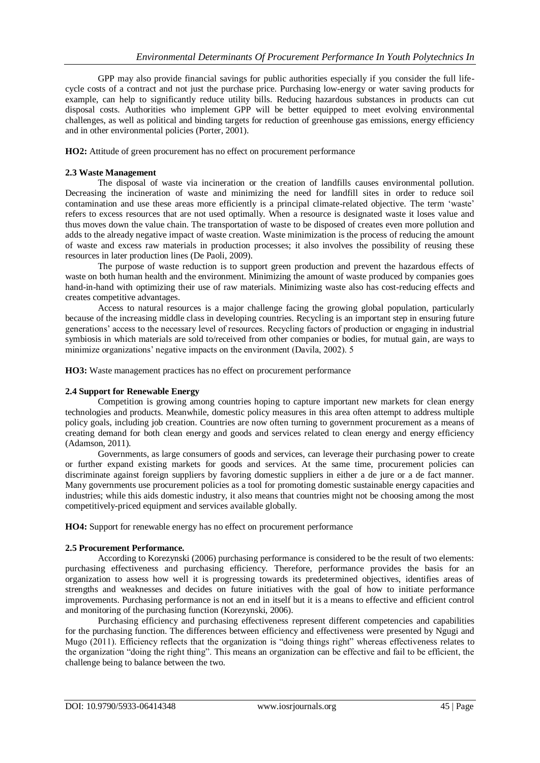GPP may also provide financial savings for public authorities especially if you consider the full life-cycle costs of a contract and not just the purchase price. Purchasing low-energy or water saving products for example, can help to significantly reduce utility bills. Reducing hazardous substances in products can cut disposal costs. Authorities who implement GPP will be better equipped to meet evolving environmental challenges, as well as political and binding targets for reduction of greenhouse gas emissions, energy efficiency and in other environmental policies (Porter, 2001).

**HO2:** Attitude of green procurement has no effect on procurement performance

### 2.3 Waste Management

The disposal of waste via incineration or the creation of landfills causes environmental pollution. Decreasing the incineration of waste and minimizing the need for landfill sites in order to reduce soil contamination and use these areas more efficiently is a principal climate-related objective. The term 'waste' refers to excess resources that are not used optimally. When a resource is designated waste it loses value and thus moves down the value chain. The transportation of waste to be disposed of creates even more pollution and adds to the already negative impact of waste creation. Waste minimization is the process of reducing the amount of waste and excess raw materials in production processes; it also involves the possibility of reusing these resources in later production lines (De Paoli, 2009).

The purpose of waste reduction is to support green production and prevent the hazardous effects of waste on both human health and the environment. Minimizing the amount of waste produced by companies goes hand-in-hand with optimizing their use of raw materials. Minimizing waste also has cost-reducing effects and creates competitive advantages.

Access to natural resources is a major challenge facing the growing global population, particularly because of the increasing middle class in developing countries. Recycling is an important step in ensuring future generations' access to the necessary level of resources. Recycling factors of production or engaging in industrial symbiosis in which materials are sold to/received from other companies or bodies, for mutual gain, are ways to minimize organizations' negative impacts on the environment (Davila, 2002). 5

**HO3:** Waste management practices has no effect on procurement performance

### 2.4 Support for Renewable Energy

Competition is growing among countries hoping to capture important new markets for clean energy technologies and products. Meanwhile, domestic policy measures in this area often attempt to address multiple policy goals, including job creation. Countries are now often turning to government procurement as a means of creating demand for both clean energy and goods and services related to clean energy and energy efficiency (Adamson, 2011).

Governments, as large consumers of goods and services, can leverage their purchasing power to create or further expand existing markets for goods and services. At the same time, procurement policies can discriminate against foreign suppliers by favoring domestic suppliers in either a de jure or a de fact manner. Many governments use procurement policies as a tool for promoting domestic sustainable energy capacities and industries; while this aids domestic industry, it also means that countries might not be choosing among the most competitively-priced equipment and services available globally.

**HO4:** Support for renewable energy has no effect on procurement performance

### 2.5 Procurement Performance.

According to Korezynski (2006) purchasing performance is considered to be the result of two elements: purchasing effectiveness and purchasing efficiency. Therefore, performance provides the basis for an organization to assess how well it is progressing towards its predetermined objectives, identifies areas of strengths and weaknesses and decides on future initiatives with the goal of how to initiate performance improvements. Purchasing performance is not an end in itself but it is a means to effective and efficient control and monitoring of the purchasing function (Korezynski, 2006).

Purchasing efficiency and purchasing effectiveness represent different competencies and capabilities for the purchasing function. The differences between efficiency and effectiveness were presented by Ngugi and Mugo (2011). Efficiency reflects that the organization is "doing things right" whereas effectiveness relates to the organization "doing the right thing". This means an organization can be effective and fail to be efficient, the challenge being to balance between the two.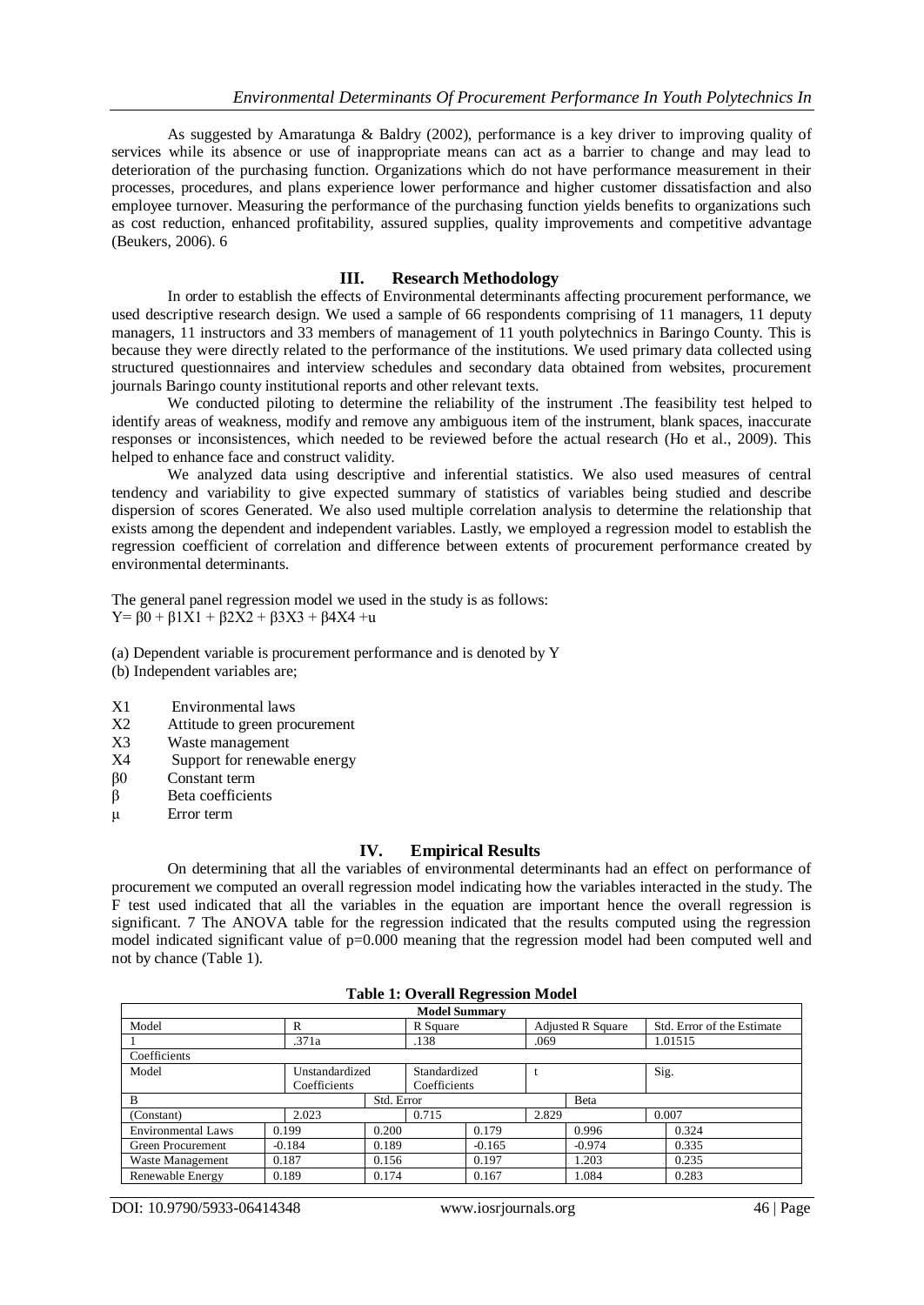As suggested by Amaratunga & Baldry (2002), performance is a key driver to improving quality of services while its absence or use of inappropriate means can act as a barrier to change and may lead to deterioration of the purchasing function. Organizations which do not have performance measurement in their processes, procedures, and plans experience lower performance and higher customer dissatisfaction and also employee turnover. Measuring the performance of the purchasing function yields benefits to organizations such as cost reduction, enhanced profitability, assured supplies, quality improvements and competitive advantage (Beukers, 2006). 6

## III. Research Methodology

In order to establish the effects of Environmental determinants affecting procurement performance, we used descriptive research design. We used a sample of 66 respondents comprising of 11 managers, 11 deputy managers, 11 instructors and 33 members of management of 11 youth polytechnics in Baringo County. This is because they were directly related to the performance of the institutions. We used primary data collected using structured questionnaires and interview schedules and secondary data obtained from websites, procurement journals Baringo county institutional reports and other relevant texts.

We conducted piloting to determine the reliability of the instrument .The feasibility test helped to identify areas of weakness, modify and remove any ambiguous item of the instrument, blank spaces, inaccurate responses or inconsistences, which needed to be reviewed before the actual research (Ho et al., 2009). This helped to enhance face and construct validity.

We analyzed data using descriptive and inferential statistics. We also used measures of central tendency and variability to give expected summary of statistics of variables being studied and describe dispersion of scores Generated. We also used multiple correlation analysis to determine the relationship that exists among the dependent and independent variables. Lastly, we employed a regression model to establish the regression coefficient of correlation and difference between extents of procurement performance created by environmental determinants.

The general panel regression model we used in the study is as follows:
$Y = \beta 0 + \beta 1X1 + \beta 2X2 + \beta 3X3 + \beta 4X4 + u$

(a) Dependent variable is procurement performance and is denoted by Y
(b) Independent variables are;

- X1 Environmental laws
- X2 Attitude to green procurement
- X3 Waste management
- X4 Support for renewable energy
- $\beta 0$ Constant term
- $\beta$ Beta coefficients
- $\mu$ Error term

## IV. Empirical Results

On determining that all the variables of environmental determinants had an effect on performance of procurement we computed an overall regression model indicating how the variables interacted in the study. The F test used indicated that all the variables in the equation are important hence the overall regression is significant. 7 The ANOVA table for the regression indicated that the results computed using the regression model indicated significant value of p=0.000 meaning that the regression model had been computed well and not by chance (Table 1).

**Table 1: Overall Regression Model**

| Model Summary | | | | | |
|---|---|---|---|---|---|
| Model | R | R Square | Adjusted R Square | Std. Error of the Estimate | |
| 1 | .371a | .138 | .069 | 1.01515 | |
| Coefficients | | | | | |
| Model | Unstandardized Coefficients | | Standardized Coefficients | t | Sig. |
| | B | Std. Error | Beta | | |
| (Constant) | 2.023 | 0.715 | | 2.829 | 0.007 |
| Environmental Laws | 0.199 | 0.200 | 0.179 | 0.996 | 0.324 |
| Green Procurement | -0.184 | 0.189 | -0.165 | -0.974 | 0.335 |
| Waste Management | 0.187 | 0.156 | 0.197 | 1.203 | 0.235 |
| Renewable Energy | 0.189 | 0.174 | 0.167 | 1.084 | 0.283 |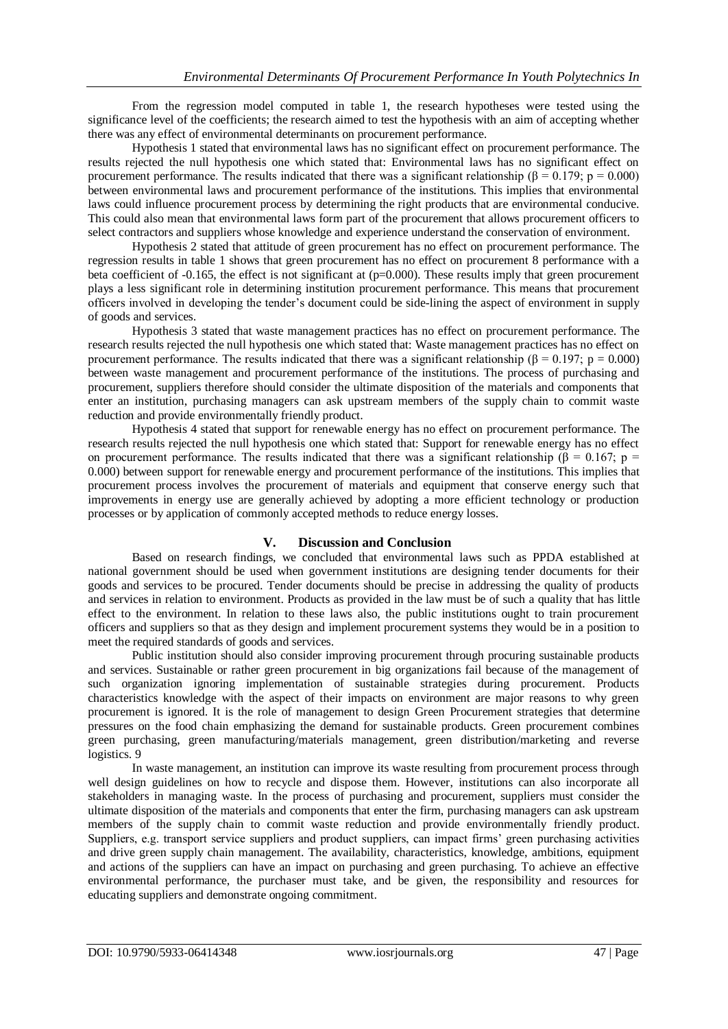From the regression model computed in table 1, the research hypotheses were tested using the significance level of the coefficients; the research aimed to test the hypothesis with an aim of accepting whether there was any effect of environmental determinants on procurement performance.

Hypothesis 1 stated that environmental laws has no significant effect on procurement performance. The results rejected the null hypothesis one which stated that: Environmental laws has no significant effect on procurement performance. The results indicated that there was a significant relationship ($\beta = 0.179$; $p = 0.000$) between environmental laws and procurement performance of the institutions. This implies that environmental laws could influence procurement process by determining the right products that are environmental conducive. This could also mean that environmental laws form part of the procurement that allows procurement officers to select contractors and suppliers whose knowledge and experience understand the conservation of environment.

Hypothesis 2 stated that attitude of green procurement has no effect on procurement performance. The regression results in table 1 shows that green procurement has no effect on procurement 8 performance with a beta coefficient of -0.165, the effect is not significant at ($p=0.000$). These results imply that green procurement plays a less significant role in determining institution procurement performance. This means that procurement officers involved in developing the tender's document could be side-lining the aspect of environment in supply of goods and services.

Hypothesis 3 stated that waste management practices has no effect on procurement performance. The research results rejected the null hypothesis one which stated that: Waste management practices has no effect on procurement performance. The results indicated that there was a significant relationship ($\beta = 0.197$; $p = 0.000$) between waste management and procurement performance of the institutions. The process of purchasing and procurement, suppliers therefore should consider the ultimate disposition of the materials and components that enter an institution, purchasing managers can ask upstream members of the supply chain to commit waste reduction and provide environmentally friendly product.

Hypothesis 4 stated that support for renewable energy has no effect on procurement performance. The research results rejected the null hypothesis one which stated that: Support for renewable energy has no effect on procurement performance. The results indicated that there was a significant relationship ($\beta = 0.167$; $p = 0.000$) between support for renewable energy and procurement performance of the institutions. This implies that procurement process involves the procurement of materials and equipment that conserve energy such that improvements in energy use are generally achieved by adopting a more efficient technology or production processes or by application of commonly accepted methods to reduce energy losses.

## V. Discussion and Conclusion

Based on research findings, we concluded that environmental laws such as PPDA established at national government should be used when government institutions are designing tender documents for their goods and services to be procured. Tender documents should be precise in addressing the quality of products and services in relation to environment. Products as provided in the law must be of such a quality that has little effect to the environment. In relation to these laws also, the public institutions ought to train procurement officers and suppliers so that as they design and implement procurement systems they would be in a position to meet the required standards of goods and services.

Public institution should also consider improving procurement through procuring sustainable products and services. Sustainable or rather green procurement in big organizations fail because of the management of such organization ignoring implementation of sustainable strategies during procurement. Products characteristics knowledge with the aspect of their impacts on environment are major reasons to why green procurement is ignored. It is the role of management to design Green Procurement strategies that determine pressures on the food chain emphasizing the demand for sustainable products. Green procurement combines green purchasing, green manufacturing/materials management, green distribution/marketing and reverse logistics. 9

In waste management, an institution can improve its waste resulting from procurement process through well design guidelines on how to recycle and dispose them. However, institutions can also incorporate all stakeholders in managing waste. In the process of purchasing and procurement, suppliers must consider the ultimate disposition of the materials and components that enter the firm, purchasing managers can ask upstream members of the supply chain to commit waste reduction and provide environmentally friendly product. Suppliers, e.g. transport service suppliers and product suppliers, can impact firms' green purchasing activities and drive green supply chain management. The availability, characteristics, knowledge, ambitions, equipment and actions of the suppliers can have an impact on purchasing and green purchasing. To achieve an effective environmental performance, the purchaser must take, and be given, the responsibility and resources for educating suppliers and demonstrate ongoing commitment.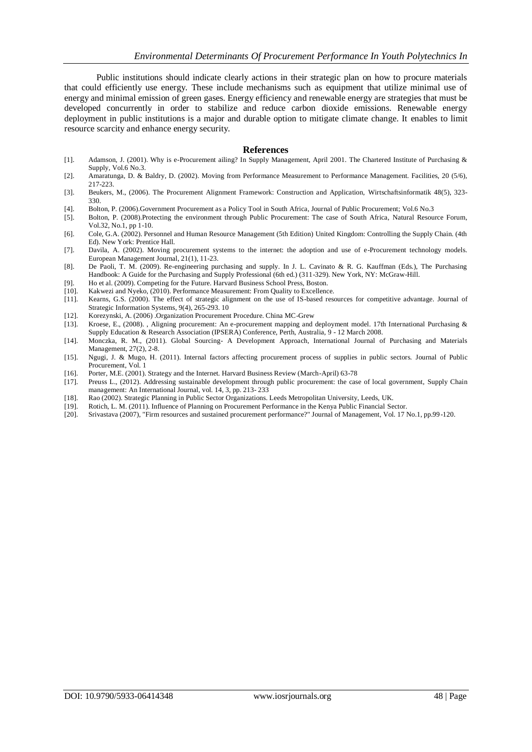Public institutions should indicate clearly actions in their strategic plan on how to procure materials that could efficiently use energy. These include mechanisms such as equipment that utilize minimal use of energy and minimal emission of green gases. Energy efficiency and renewable energy are strategies that must be developed concurrently in order to stabilize and reduce carbon dioxide emissions. Renewable energy deployment in public institutions is a major and durable option to mitigate climate change. It enables to limit resource scarcity and enhance energy security.

## References

[1]. Adamson, J. (2001). Why is e-Procurement ailing? In Supply Management, April 2001. The Chartered Institute of Purchasing & Supply, Vol.6 No.3.

[2]. Amaratunga, D. & Baldry, D. (2002). Moving from Performance Measurement to Performance Management. Facilities, 20 (5/6), 217-223.

[3]. Beukers, M., (2006). The Procurement Alignment Framework: Construction and Application, Wirtschaftsinformatik 48(5), 323-330.

[4]. Bolton, P. (2006).Government Procurement as a Policy Tool in South Africa, Journal of Public Procurement; Vol.6 No.3

[5]. Bolton, P. (2008).Protecting the environment through Public Procurement: The case of South Africa, Natural Resource Forum, Vol.32, No.1, pp 1-10.

[6]. Cole, G.A. (2002). Personnel and Human Resource Management (5th Edition) United Kingdom: Controlling the Supply Chain. (4th Ed). New York: Prentice Hall.

[7]. Davila, A. (2002). Moving procurement systems to the internet: the adoption and use of e-Procurement technology models. European Management Journal, 21(1), 11-23.

[8]. De Paoli, T. M. (2009). Re-engineering purchasing and supply. In J. L. Cavinato & R. G. Kauffman (Eds.), The Purchasing Handbook: A Guide for the Purchasing and Supply Professional (6th ed.) (311-329). New York, NY: McGraw-Hill.

[9]. Ho et al. (2009). Competing for the Future. Harvard Business School Press, Boston.

[10]. Kakwezi and Nyeko, (2010). Performance Measurement: From Quality to Excellence.

[11]. Kearns, G.S. (2000). The effect of strategic alignment on the use of IS-based resources for competitive advantage. Journal of Strategic Information Systems, 9(4), 265-293. 10

[12]. Korezynski, A. (2006) .Organization Procurement Procedure. China MC-Grew

[13]. Kroese, E., (2008). , Aligning procurement: An e-procurement mapping and deployment model. 17th International Purchasing & Supply Education & Research Association (IPSERA) Conference, Perth, Australia, 9 - 12 March 2008.

[14]. Monczka, R. M., (2011). Global Sourcing- A Development Approach, International Journal of Purchasing and Materials Management, 27(2), 2-8.

[15]. Ngugi, J. & Mugo, H. (2011). Internal factors affecting procurement process of supplies in public sectors. Journal of Public Procurement, Vol. 1

[16]. Porter, M.E. (2001). Strategy and the Internet. Harvard Business Review (March-April) 63-78

[17]. Preuss L., (2012). Addressing sustainable development through public procurement: the case of local government, Supply Chain management: An International Journal, vol. 14, 3, pp. 213- 233

[18]. Rao (2002). Strategic Planning in Public Sector Organizations. Leeds Metropolitan University, Leeds, UK.

[19]. Rotich, L. M. (2011). Influence of Planning on Procurement Performance in the Kenya Public Financial Sector.

[20]. Srivastava (2007), "Firm resources and sustained procurement performance?" Journal of Management, Vol. 17 No.1, pp.99-120.